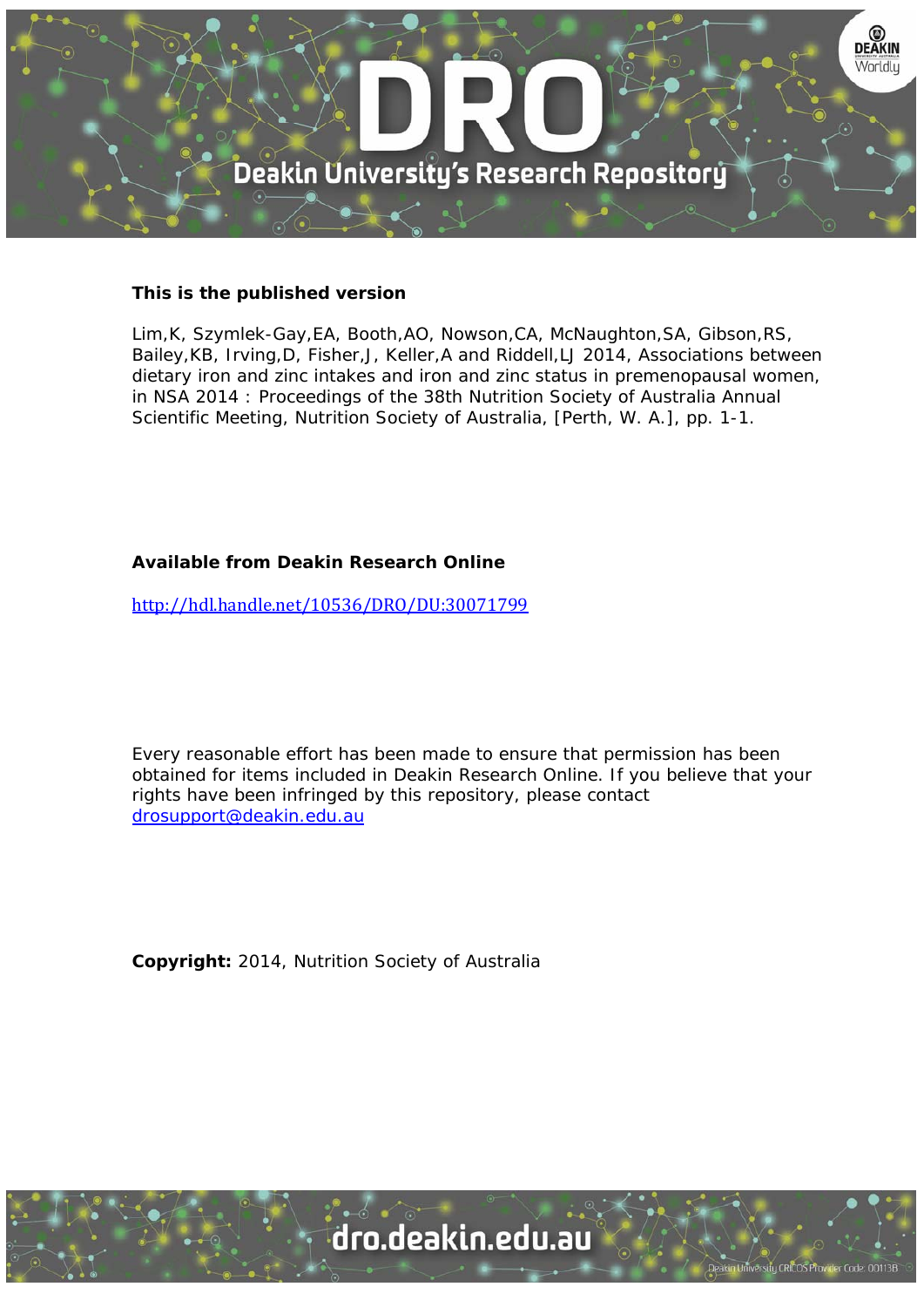**This is the published version**

Lim,K, Szymlek-Gay,EA, Booth,AO, Nowson,CA, McNaughton,SA, Gibson,RS, Bailey,KB, Irving,D, Fisher,J, Keller,A and Riddell,LJ 2014, Associations between dietary iron and zinc intakes and iron and zinc status in premenopausal women, in NSA 2014 : Proceedings of the 38th Nutrition Society of Australia Annual Scientific Meeting, Nutrition Society of Australia, [Perth, W. A.], pp. 1-1.

**Available from Deakin Research Online**

http://hdl.handle.net/10536/DRO/DU:30071799

Every reasonable effort has been made to ensure that permission has been obtained for items included in Deakin Research Online. If you believe that your rights have been infringed by this repository, please contact drosupport@deakin.edu.au

**Copyright:** 2014, Nutrition Society of Australia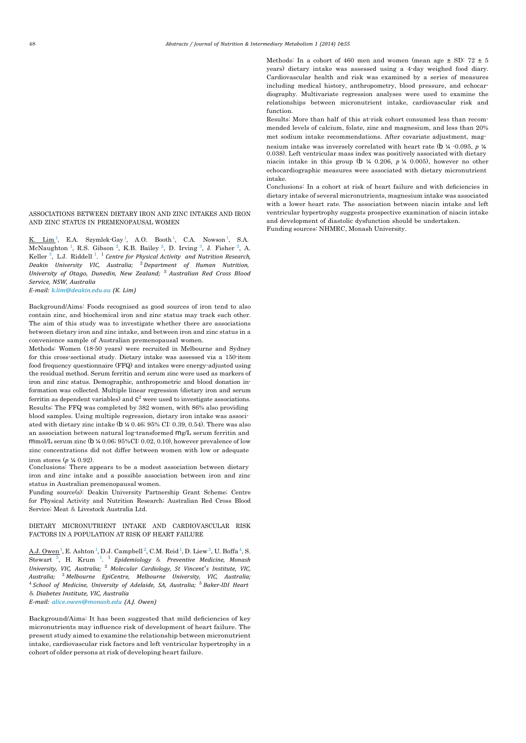## ASSOCIATIONS BETWEEN DIETARY IRON AND ZINC INTAKES AND IRON AND ZINC STATUS IN PREMENOPAUSAL WOMEN

K. Lim[1], E.A. Szymlek-Gay[1], A.O. Booth[1], C.A. Nowson[1], S.A. McNaughton[1], R.S. Gibson[2], K.B. Bailey[2], D. Irving[3], J. Fisher[3], A. Keller[3], L.J. Riddell[1]. [1] *Centre for Physical Activity and Nutrition Research, Deakin University VIC, Australia;* [2] *Department of Human Nutrition, University of Otago, Dunedin, New Zealand;* [3] *Australian Red Cross Blood Service, NSW, Australia*

*E-mail: k.lim@deakin.edu.au (K. Lim)*

Background/Aims: Foods recognised as good sources of iron tend to also contain zinc, and biochemical iron and zinc status may track each other. The aim of this study was to investigate whether there are associations between dietary iron and zinc intake, and between iron and zinc status in a convenience sample of Australian premenopausal women.

Methods: Women (18-50 years) were recruited in Melbourne and Sydney for this cross-sectional study. Dietary intake was assessed via a 150-item food frequency questionnaire (FFQ) and intakes were energy-adjusted using the residual method. Serum ferritin and serum zinc were used as markers of iron and zinc status. Demographic, anthropometric and blood donation information was collected. Multiple linear regression (dietary iron and serum ferritin as dependent variables) and $c^2$ were used to investigate associations.

Results: The FFQ was completed by 382 women, with 86% also providing blood samples. Using multiple regression, dietary iron intake was associated with dietary zinc intake (b ¼ 0.46; 95% CI: 0.39, 0.54). There was also an association between natural log-transformed mg/L serum ferritin and mmol/L serum zinc (b ¼ 0.06; 95%CI: 0.02, 0.10), however prevalence of low zinc concentrations did not differ between women with low or adequate iron stores (*p* ¼ 0.92).

Conclusions: There appears to be a modest association between dietary iron and zinc intake and a possible association between iron and zinc status in Australian premenopausal women.

Funding source(s): Deakin University Partnership Grant Scheme; Centre for Physical Activity and Nutrition Research; Australian Red Cross Blood Service; Meat & Livestock Australia Ltd.

## DIETARY MICRONUTRIENT INTAKE AND CARDIOVASCULAR RISK FACTORS IN A POPULATION AT RISK OF HEART FAILURE

A.J. Owen[1], E. Ashton[1], D.J. Campbell[2], C.M. Reid[1], D. Liew[3], U. Boffa[4], S. Stewart[5], H. Krum[1]. [1] *Epidemiology & Preventive Medicine, Monash University, VIC, Australia;* [2] *Molecular Cardiology, St Vincent's Institute, VIC, Australia;* [3] *Melbourne EpiCentre, Melbourne University, VIC, Australia;* [4] *School of Medicine, University of Adelaide, SA, Australia;* [5] *Baker-IDI Heart & Diabetes Institute, VIC, Australia*

*E-mail: alice.owen@monash.edu (A.J. Owen)*

Background/Aims: It has been suggested that mild deficiencies of key micronutrients may influence risk of development of heart failure. The present study aimed to examine the relationship between micronutrient intake, cardiovascular risk factors and left ventricular hypertrophy in a cohort of older persons at risk of developing heart failure.

Methods: In a cohort of 460 men and women (mean age ± SD: 72 ± 5 years) dietary intake was assessed using a 4-day weighed food diary. Cardiovascular health and risk was examined by a series of measures including medical history, anthropometry, blood pressure, and echocardiography. Multivariate regression analyses were used to examine the relationships between micronutrient intake, cardiovascular risk and function.

Results: More than half of this at-risk cohort consumed less than recommended levels of calcium, folate, zinc and magnesium, and less than 20% met sodium intake recommendations. After covariate adjustment, magnesium intake was inversely correlated with heart rate (b ¼ -0.095, *p* ¼ 0.038). Left ventricular mass index was positively associated with dietary niacin intake in this group (b ¼ 0.206, *p* ¼ 0.005), however no other echocardiographic measures were associated with dietary micronutrient intake.

Conclusions: In a cohort at risk of heart failure and with deficiencies in dietary intake of several micronutrients, magnesium intake was associated with a lower heart rate. The association between niacin intake and left ventricular hypertrophy suggests prospective examination of niacin intake and development of diastolic dysfunction should be undertaken.

Funding sources: NHMRC, Monash University.